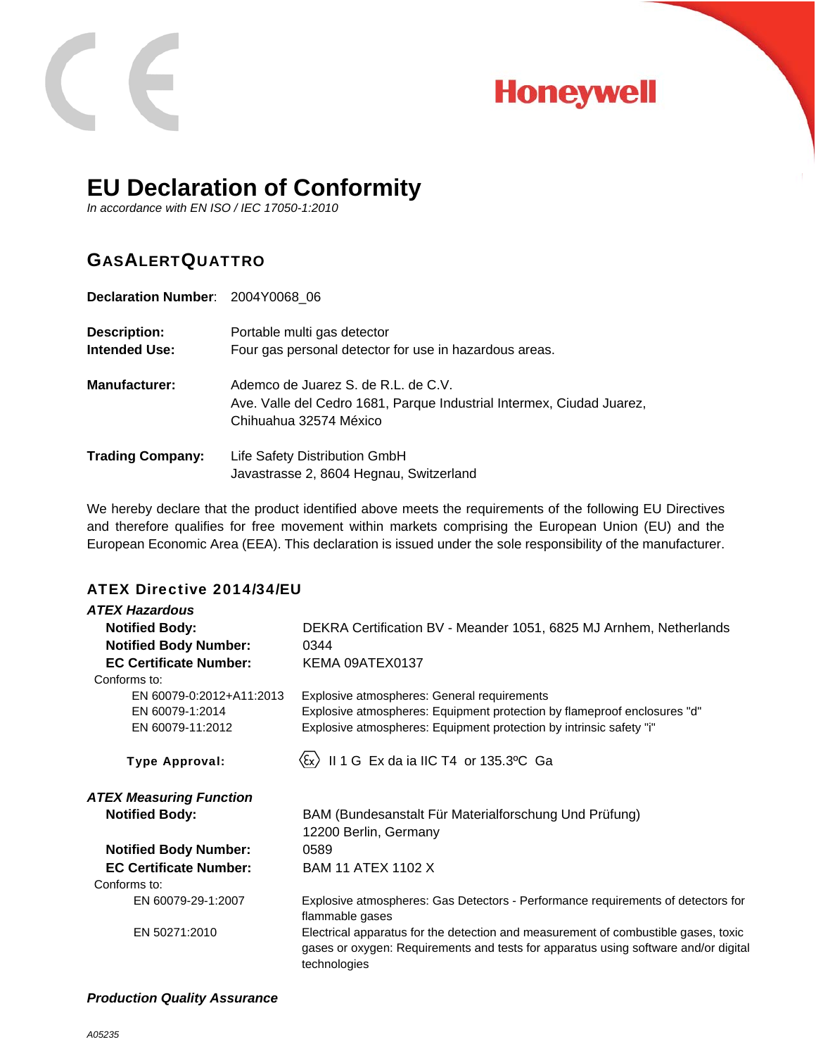Honeywell

# EU Declaration of Conformity

*In accordance with EN ISO / IEC 17050-1:2010*

## GASALERTQUATTRO

**Declaration Number**: 2004Y0068_06

**Description:** Portable multi gas detector
**Intended Use:** Four gas personal detector for use in hazardous areas.

**Manufacturer:** Ademco de Juarez S. de R.L. de C.V.
Ave. Valle del Cedro 1681, Parque Industrial Intermex, Ciudad Juarez, Chihuahua 32574 México

**Trading Company:** Life Safety Distribution GmbH
Javastrasse 2, 8604 Hegnau, Switzerland

We hereby declare that the product identified above meets the requirements of the following EU Directives and therefore qualifies for free movement within markets comprising the European Union (EU) and the European Economic Area (EEA). This declaration is issued under the sole responsibility of the manufacturer.

### ATEX Directive 2014/34/EU

***ATEX Hazardous***

**Notified Body:** DEKRA Certification BV - Meander 1051, 6825 MJ Arnhem, Netherlands
**Notified Body Number:** 0344
**EC Certificate Number:** KEMA 09ATEX0137

Conforms to:

| Standard | Title |
|---|---|
| EN 60079-0:2012+A11:2013 | Explosive atmospheres: General requirements |
| EN 60079-1:2014 | Explosive atmospheres: Equipment protection by flameproof enclosures "d" |
| EN 60079-11:2012 | Explosive atmospheres: Equipment protection by intrinsic safety "i" |

**Type Approval:** Ex II 1 G Ex da ia IIC T4 or 135.3ºC Ga

***ATEX Measuring Function***

**Notified Body:** BAM (Bundesanstalt Für Materialforschung Und Prüfung)
12200 Berlin, Germany
**Notified Body Number:** 0589
**EC Certificate Number:** BAM 11 ATEX 1102 X

Conforms to:

| Standard | Title |
|---|---|
| EN 60079-29-1:2007 | Explosive atmospheres: Gas Detectors - Performance requirements of detectors for flammable gases |
| EN 50271:2010 | Electrical apparatus for the detection and measurement of combustible gases, toxic gases or oxygen: Requirements and tests for apparatus using software and/or digital technologies |

***Production Quality Assurance***

*A05235*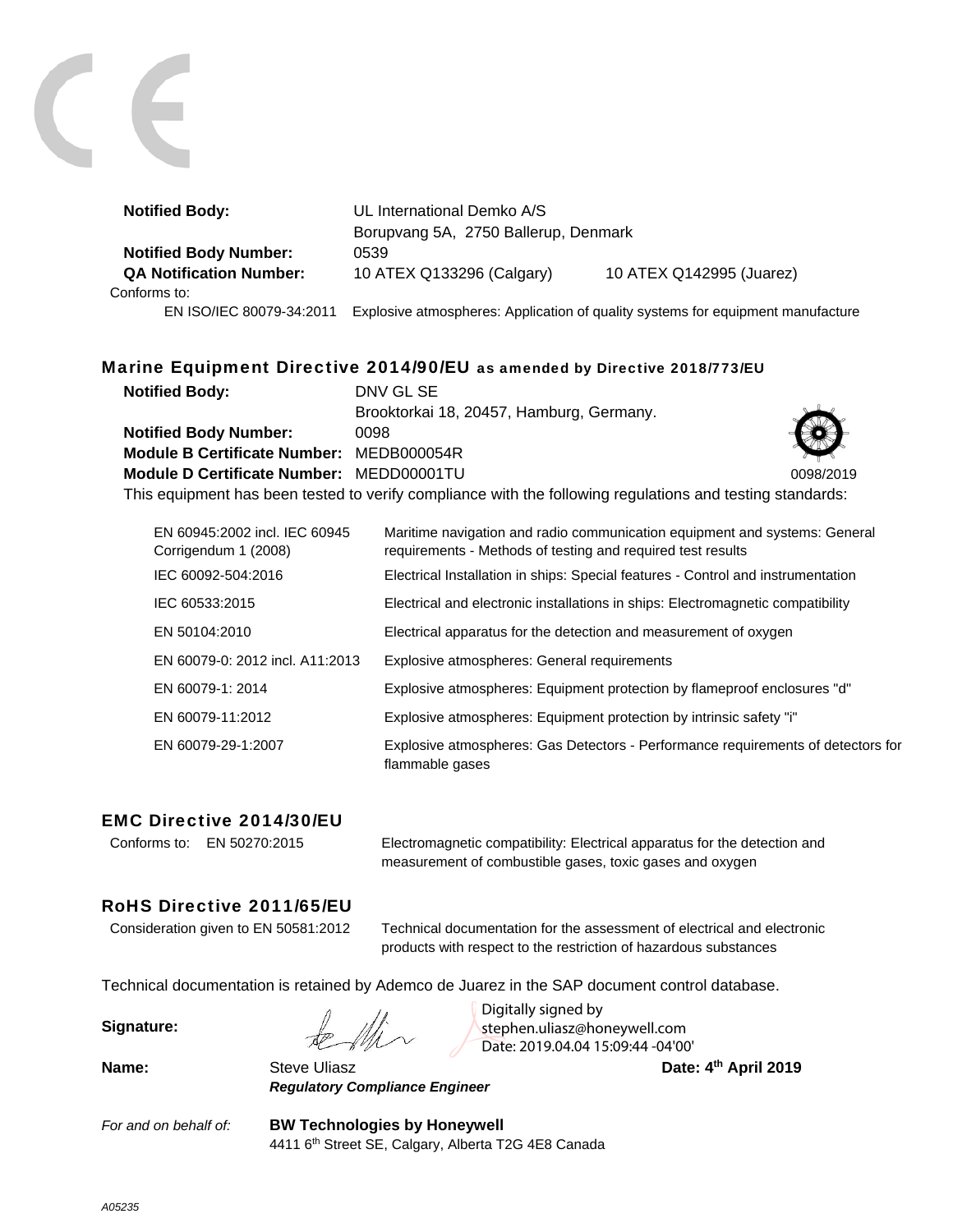**Notified Body:** UL International Demko A/S
Borupvang 5A, 2750 Ballerup, Denmark
**Notified Body Number:** 0539
**QA Notification Number:** 10 ATEX Q133296 (Calgary) 10 ATEX Q142995 (Juarez)

Conforms to:

EN ISO/IEC 80079-34:2011 Explosive atmospheres: Application of quality systems for equipment manufacture

## Marine Equipment Directive 2014/90/EU as amended by Directive 2018/773/EU

**Notified Body:** DNV GL SE
Brooktorkai 18, 20457, Hamburg, Germany.
**Notified Body Number:** 0098
**Module B Certificate Number:** MEDB000054R
**Module D Certificate Number:** MEDD00001TU

0098/2019

This equipment has been tested to verify compliance with the following regulations and testing standards:

| | |
|---|---|
| EN 60945:2002 incl. IEC 60945 Corrigendum 1 (2008) | Maritime navigation and radio communication equipment and systems: General requirements - Methods of testing and required test results |
| IEC 60092-504:2016 | Electrical Installation in ships: Special features - Control and instrumentation |
| IEC 60533:2015 | Electrical and electronic installations in ships: Electromagnetic compatibility |
| EN 50104:2010 | Electrical apparatus for the detection and measurement of oxygen |
| EN 60079-0: 2012 incl. A11:2013 | Explosive atmospheres: General requirements |
| EN 60079-1: 2014 | Explosive atmospheres: Equipment protection by flameproof enclosures "d" |
| EN 60079-11:2012 | Explosive atmospheres: Equipment protection by intrinsic safety "i" |
| EN 60079-29-1:2007 | Explosive atmospheres: Gas Detectors - Performance requirements of detectors for flammable gases |

## EMC Directive 2014/30/EU

Conforms to: EN 50270:2015 Electromagnetic compatibility: Electrical apparatus for the detection and measurement of combustible gases, toxic gases and oxygen

## RoHS Directive 2011/65/EU

Consideration given to EN 50581:2012 Technical documentation for the assessment of electrical and electronic products with respect to the restriction of hazardous substances

Technical documentation is retained by Ademco de Juarez in the SAP document control database.

**Signature:**

Digitally signed by stephen.uliasz@honeywell.com
Date: 2019.04.04 15:09:44 -04'00'

**Name:** Steve Uliasz
***Regulatory Compliance Engineer***

**Date: 4th April 2019**

*For and on behalf of:* **BW Technologies by Honeywell**
4411 6th Street SE, Calgary, Alberta T2G 4E8 Canada

*A05235*